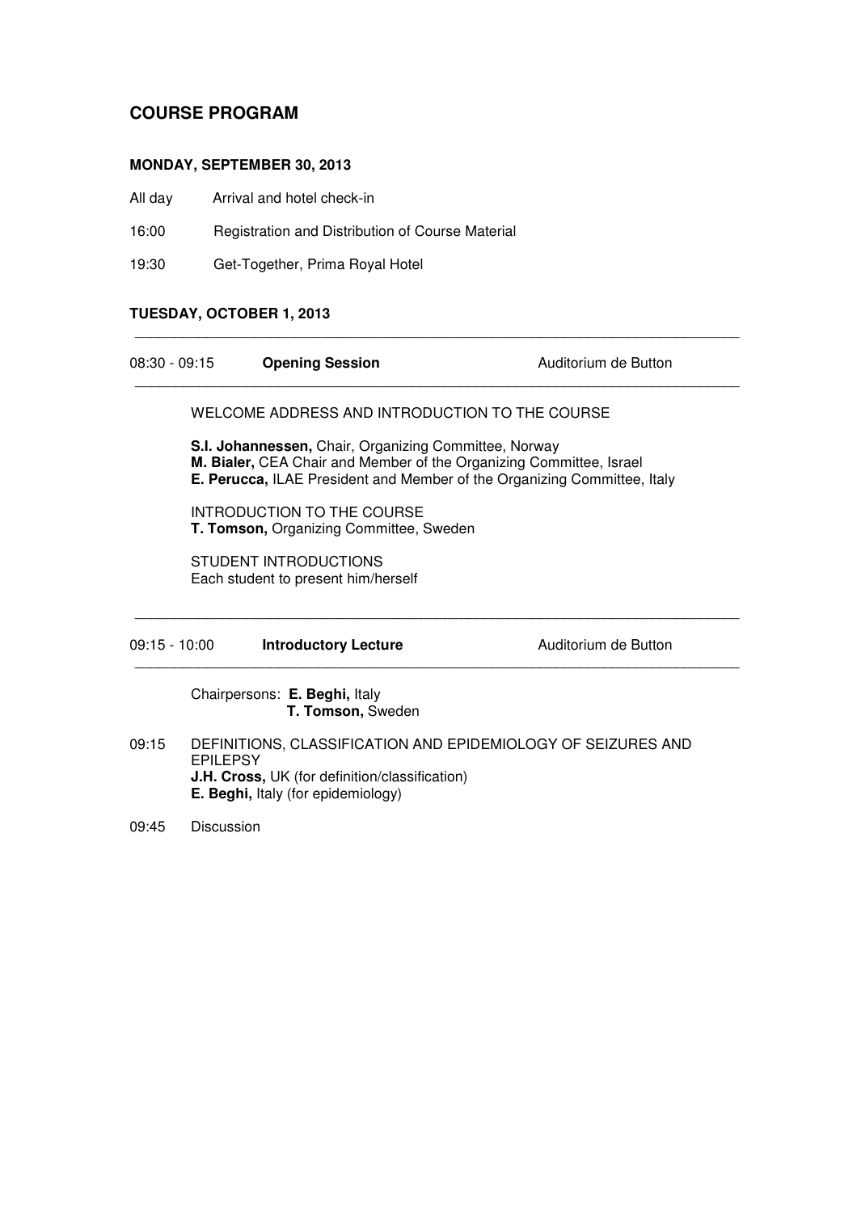## COURSE PROGRAM

### MONDAY, SEPTEMBER 30, 2013

All day Arrival and hotel check-in

16:00 Registration and Distribution of Course Material

19:30 Get-Together, Prima Royal Hotel

### TUESDAY, OCTOBER 1, 2013

---

08:30 - 09:15 **Opening Session** Auditorium de Button

---

WELCOME ADDRESS AND INTRODUCTION TO THE COURSE

**S.I. Johannessen,** Chair, Organizing Committee, Norway
**M. Bialer,** CEA Chair and Member of the Organizing Committee, Israel
**E. Perucca,** ILAE President and Member of the Organizing Committee, Italy

INTRODUCTION TO THE COURSE
**T. Tomson,** Organizing Committee, Sweden

STUDENT INTRODUCTIONS
Each student to present him/herself

---

09:15 - 10:00 **Introductory Lecture** Auditorium de Button

---

Chairpersons: **E. Beghi,** Italy
**T. Tomson,** Sweden

09:15 DEFINITIONS, CLASSIFICATION AND EPIDEMIOLOGY OF SEIZURES AND EPILEPSY
**J.H. Cross,** UK (for definition/classification)
**E. Beghi,** Italy (for epidemiology)

09:45 Discussion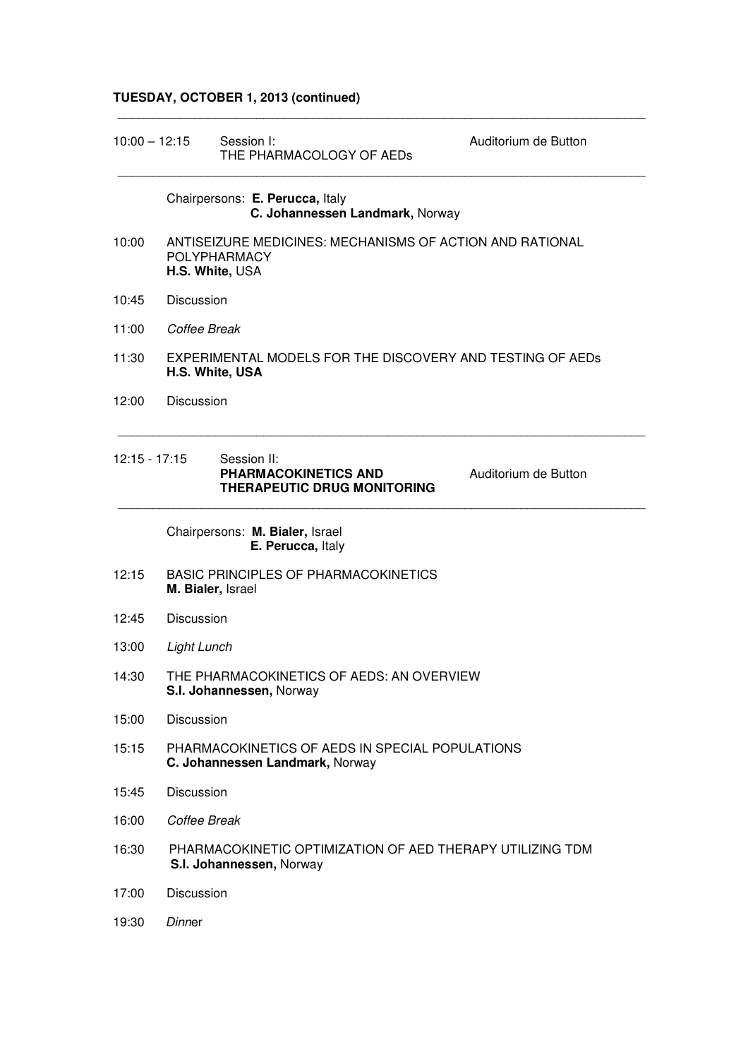**TUESDAY, OCTOBER 1, 2013 (continued)**

---

10:00 – 12:15 Session I: THE PHARMACOLOGY OF AEDs — Auditorium de Button

---

Chairpersons: **E. Perucca,** Italy
**C. Johannessen Landmark,** Norway

10:00 ANTISEIZURE MEDICINES: MECHANISMS OF ACTION AND RATIONAL POLYPHARMACY
**H.S. White,** USA

10:45 Discussion

11:00 *Coffee Break*

11:30 EXPERIMENTAL MODELS FOR THE DISCOVERY AND TESTING OF AEDs
**H.S. White, USA**

12:00 Discussion

---

12:15 - 17:15 Session II: **PHARMACOKINETICS AND THERAPEUTIC DRUG MONITORING** — Auditorium de Button

---

Chairpersons: **M. Bialer,** Israel
**E. Perucca,** Italy

12:15 BASIC PRINCIPLES OF PHARMACOKINETICS
**M. Bialer,** Israel

12:45 Discussion

13:00 *Light Lunch*

14:30 THE PHARMACOKINETICS OF AEDS: AN OVERVIEW
**S.I. Johannessen,** Norway

15:00 Discussion

15:15 PHARMACOKINETICS OF AEDS IN SPECIAL POPULATIONS
**C. Johannessen Landmark,** Norway

15:45 Discussion

16:00 *Coffee Break*

16:30 PHARMACOKINETIC OPTIMIZATION OF AED THERAPY UTILIZING TDM
**S.I. Johannessen,** Norway

17:00 Discussion

19:30 *Dinner*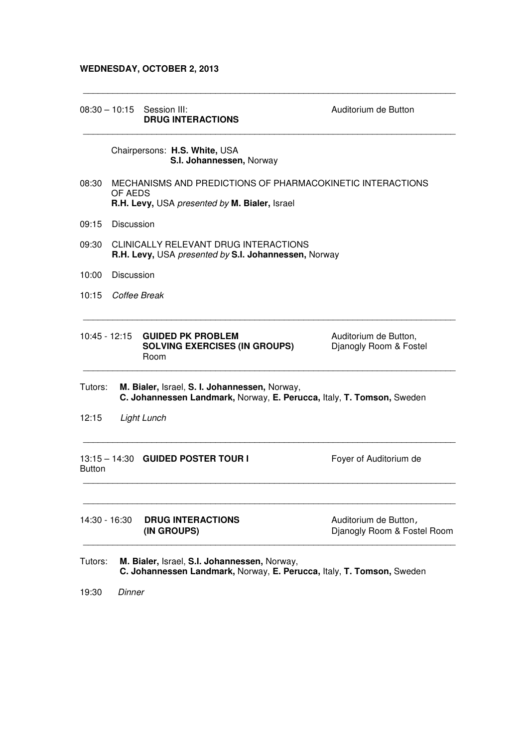**WEDNESDAY, OCTOBER 2, 2013**

---

08:30 – 10:15 Session III: **DRUG INTERACTIONS** — Auditorium de Button

---

Chairpersons: **H.S. White,** USA
**S.I. Johannessen,** Norway

08:30 MECHANISMS AND PREDICTIONS OF PHARMACOKINETIC INTERACTIONS OF AEDS
**R.H. Levy,** USA *presented by* **M. Bialer,** Israel

09:15 Discussion

09:30 CLINICALLY RELEVANT DRUG INTERACTIONS
**R.H. Levy,** USA *presented by* **S.I. Johannessen,** Norway

10:00 Discussion

10:15 *Coffee Break*

---

10:45 - 12:15 **GUIDED PK PROBLEM SOLVING EXERCISES (IN GROUPS)** — Auditorium de Button, Djanogly Room & Fostel Room

---

Tutors: **M. Bialer,** Israel, **S. I. Johannessen,** Norway, **C. Johannessen Landmark,** Norway, **E. Perucca,** Italy, **T. Tomson,** Sweden

12:15 *Light Lunch*

---

13:15 – 14:30 **GUIDED POSTER TOUR I** — Foyer of Auditorium de Button

---

14:30 - 16:30 **DRUG INTERACTIONS (IN GROUPS)** — Auditorium de Button, Djanogly Room & Fostel Room

---

Tutors: **M. Bialer,** Israel, **S.I. Johannessen,** Norway, **C. Johannessen Landmark,** Norway, **E. Perucca,** Italy, **T. Tomson,** Sweden

19:30 *Dinner*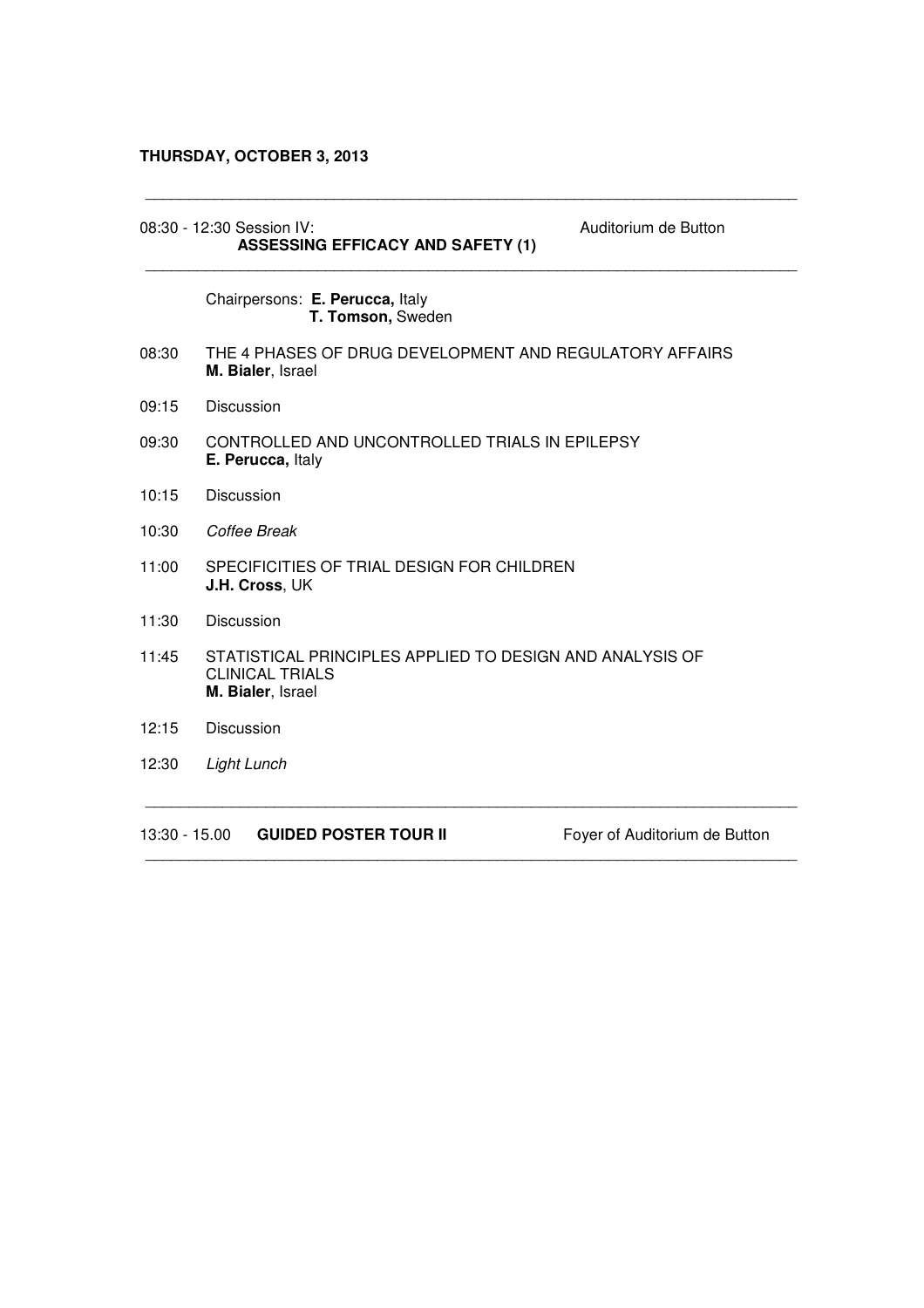**THURSDAY, OCTOBER 3, 2013**

---

08:30 - 12:30 Session IV: Auditorium de Button
**ASSESSING EFFICACY AND SAFETY (1)**

---

Chairpersons: **E. Perucca,** Italy
**T. Tomson,** Sweden

08:30 THE 4 PHASES OF DRUG DEVELOPMENT AND REGULATORY AFFAIRS
**M. Bialer**, Israel

09:15 Discussion

09:30 CONTROLLED AND UNCONTROLLED TRIALS IN EPILEPSY
**E. Perucca,** Italy

10:15 Discussion

10:30 *Coffee Break*

11:00 SPECIFICITIES OF TRIAL DESIGN FOR CHILDREN
**J.H. Cross**, UK

11:30 Discussion

11:45 STATISTICAL PRINCIPLES APPLIED TO DESIGN AND ANALYSIS OF CLINICAL TRIALS
**M. Bialer**, Israel

12:15 Discussion

12:30 *Light Lunch*

---

13:30 - 15.00 **GUIDED POSTER TOUR II** Foyer of Auditorium de Button

---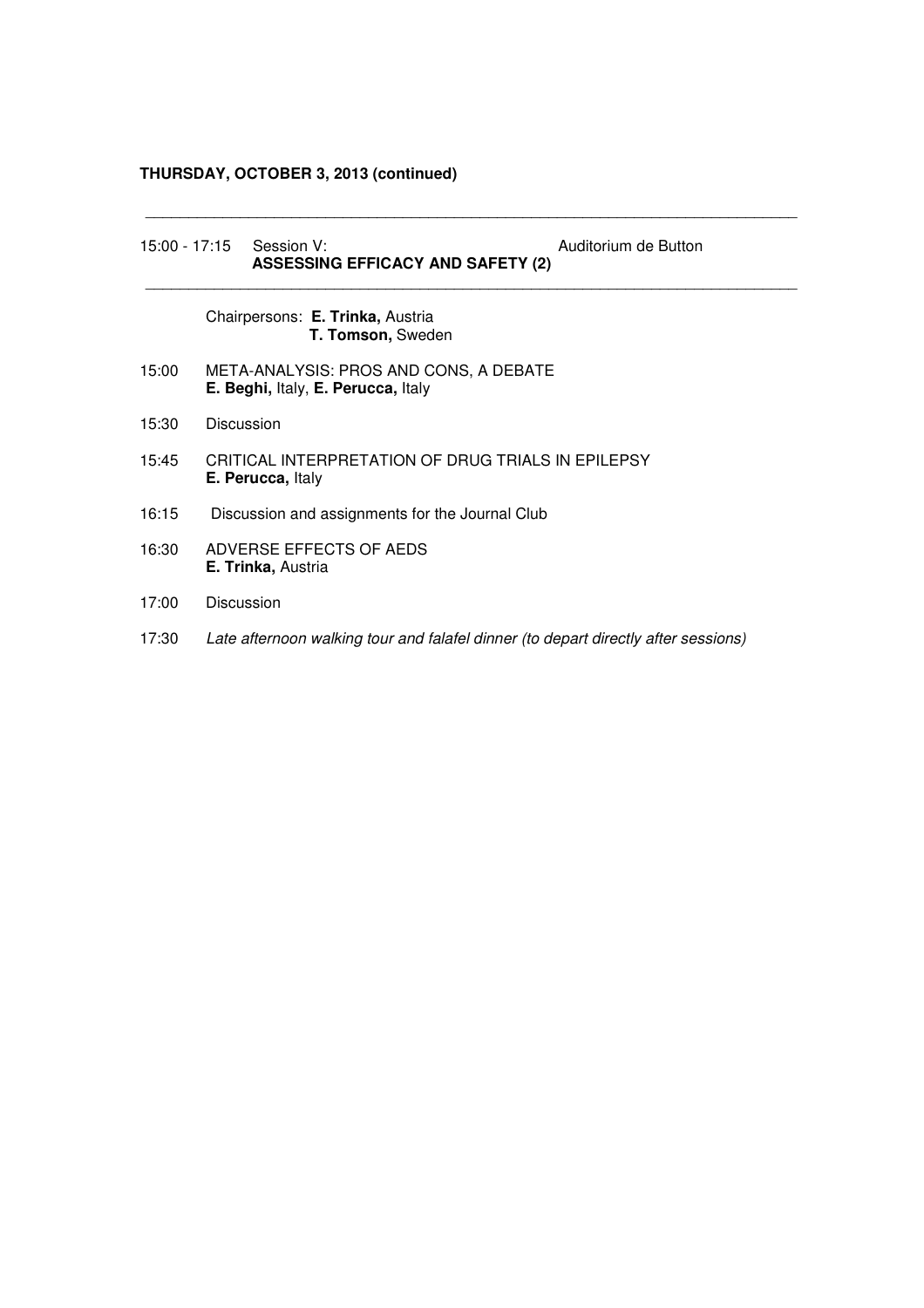**THURSDAY, OCTOBER 3, 2013 (continued)**

---

15:00 - 17:15 Session V: Auditorium de Button
**ASSESSING EFFICACY AND SAFETY (2)**

---

Chairpersons: **E. Trinka,** Austria
**T. Tomson,** Sweden

15:00 META-ANALYSIS: PROS AND CONS, A DEBATE
**E. Beghi,** Italy, **E. Perucca,** Italy

15:30 Discussion

15:45 CRITICAL INTERPRETATION OF DRUG TRIALS IN EPILEPSY
**E. Perucca,** Italy

16:15 Discussion and assignments for the Journal Club

16:30 ADVERSE EFFECTS OF AEDS
**E. Trinka,** Austria

17:00 Discussion

17:30 *Late afternoon walking tour and falafel dinner (to depart directly after sessions)*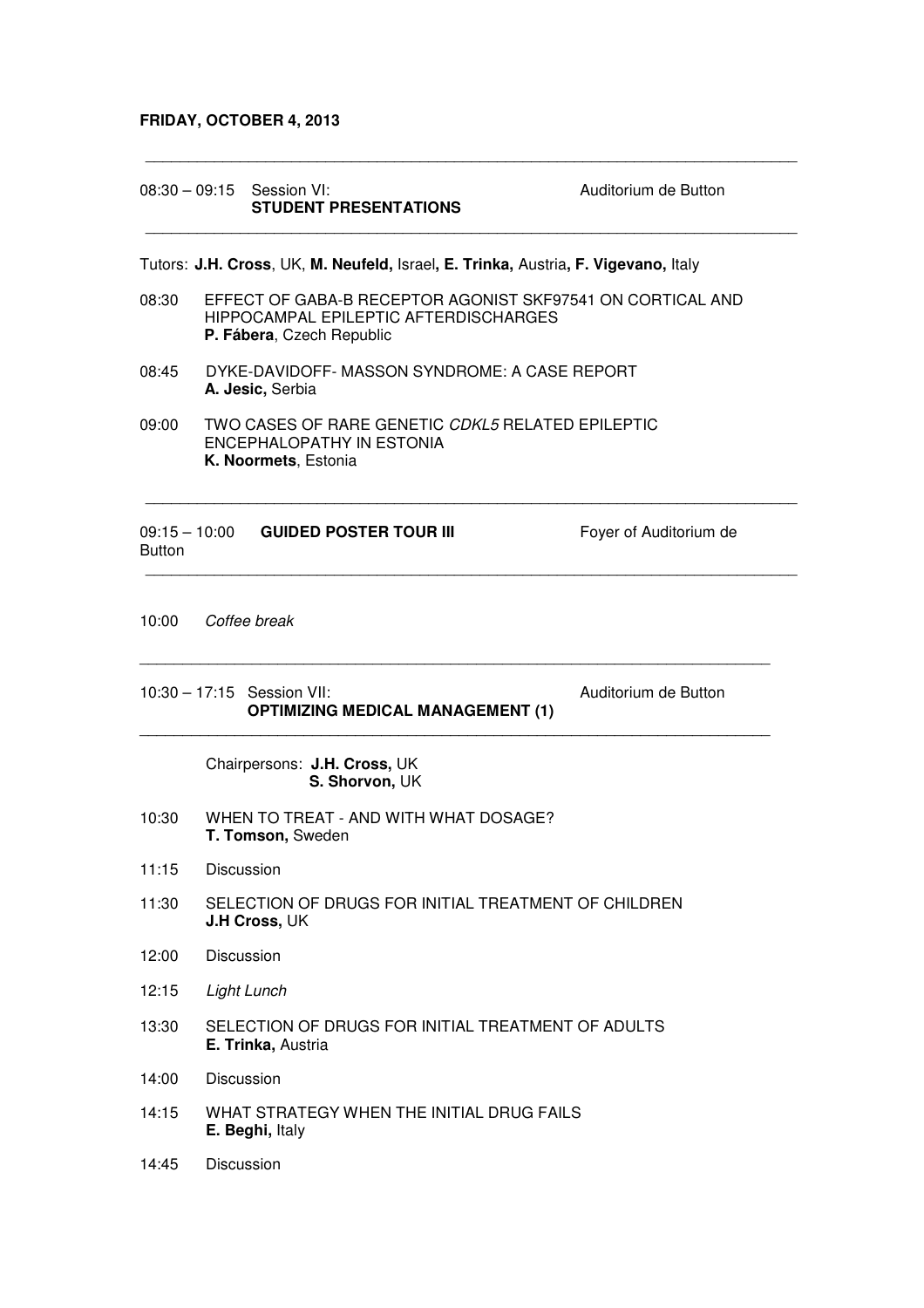**FRIDAY, OCTOBER 4, 2013**

---

08:30 – 09:15 Session VI: Auditorium de Button
**STUDENT PRESENTATIONS**

---

Tutors: **J.H. Cross**, UK, **M. Neufeld,** Israel**, E. Trinka,** Austria**, F. Vigevano,** Italy

08:30 EFFECT OF GABA-B RECEPTOR AGONIST SKF97541 ON CORTICAL AND HIPPOCAMPAL EPILEPTIC AFTERDISCHARGES
**P. Fábera**, Czech Republic

08:45 DYKE-DAVIDOFF- MASSON SYNDROME: A CASE REPORT
**A. Jesic,** Serbia

09:00 TWO CASES OF RARE GENETIC *CDKL5* RELATED EPILEPTIC ENCEPHALOPATHY IN ESTONIA
**K. Noormets**, Estonia

---

09:15 – 10:00 **GUIDED POSTER TOUR III** Foyer of Auditorium de Button

---

10:00 *Coffee break*

---

10:30 – 17:15 Session VII: Auditorium de Button
**OPTIMIZING MEDICAL MANAGEMENT (1)**

---

Chairpersons: **J.H. Cross,** UK
**S. Shorvon,** UK

10:30 WHEN TO TREAT - AND WITH WHAT DOSAGE?
**T. Tomson,** Sweden

11:15 Discussion

11:30 SELECTION OF DRUGS FOR INITIAL TREATMENT OF CHILDREN
**J.H Cross,** UK

12:00 Discussion

12:15 *Light Lunch*

13:30 SELECTION OF DRUGS FOR INITIAL TREATMENT OF ADULTS
**E. Trinka,** Austria

14:00 Discussion

14:15 WHAT STRATEGY WHEN THE INITIAL DRUG FAILS
**E. Beghi,** Italy

14:45 Discussion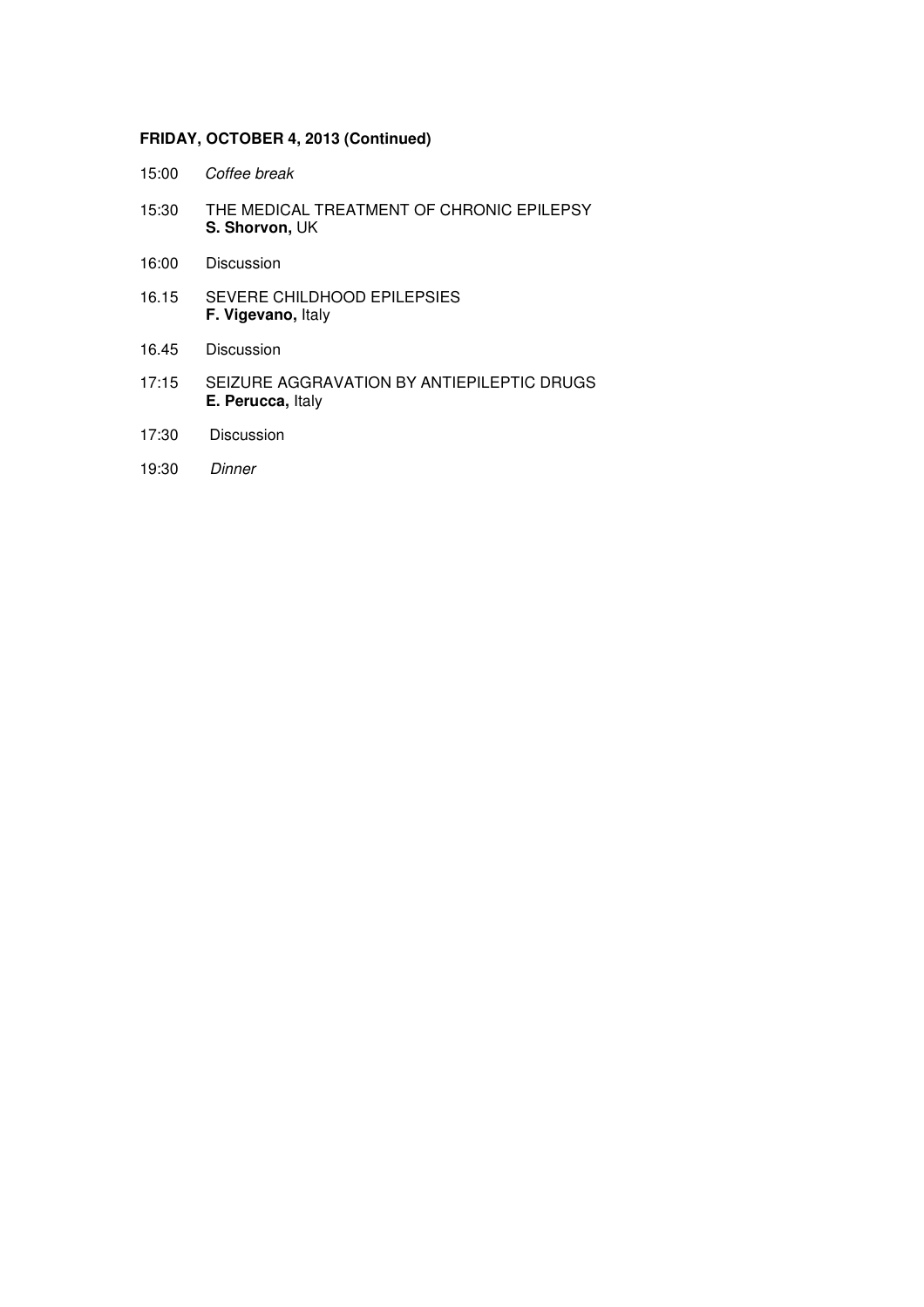**FRIDAY, OCTOBER 4, 2013 (Continued)**

15:00 *Coffee break*

15:30 THE MEDICAL TREATMENT OF CHRONIC EPILEPSY
**S. Shorvon,** UK

16:00 Discussion

16.15 SEVERE CHILDHOOD EPILEPSIES
**F. Vigevano,** Italy

16.45 Discussion

17:15 SEIZURE AGGRAVATION BY ANTIEPILEPTIC DRUGS
**E. Perucca,** Italy

17:30 Discussion

19:30 *Dinner*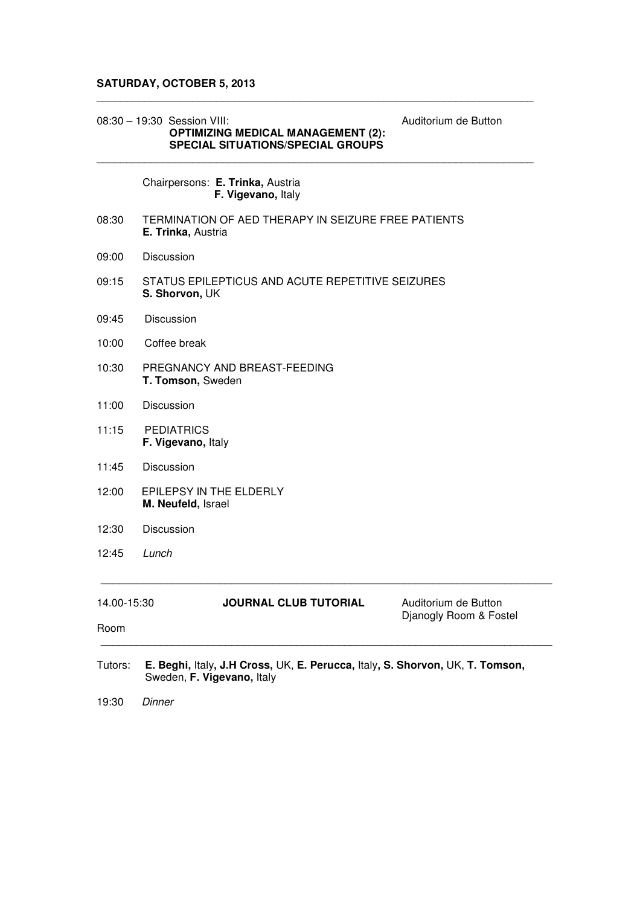**SATURDAY, OCTOBER 5, 2013**

---

08:30 – 19:30 Session VIII: Auditorium de Button
**OPTIMIZING MEDICAL MANAGEMENT (2): SPECIAL SITUATIONS/SPECIAL GROUPS**

---

Chairpersons: **E. Trinka,** Austria
**F. Vigevano,** Italy

08:30 TERMINATION OF AED THERAPY IN SEIZURE FREE PATIENTS
**E. Trinka,** Austria

09:00 Discussion

09:15 STATUS EPILEPTICUS AND ACUTE REPETITIVE SEIZURES
**S. Shorvon,** UK

09:45 Discussion

10:00 Coffee break

10:30 PREGNANCY AND BREAST-FEEDING
**T. Tomson,** Sweden

11:00 Discussion

11:15 PEDIATRICS
**F. Vigevano,** Italy

11:45 Discussion

12:00 EPILEPSY IN THE ELDERLY
**M. Neufeld,** Israel

12:30 Discussion

12:45 *Lunch*

---

14.00-15:30 **JOURNAL CLUB TUTORIAL** Auditorium de Button
Djanogly Room & Fostel
Room

---

Tutors: **E. Beghi,** Italy**, J.H Cross,** UK, **E. Perucca,** Italy**, S. Shorvon,** UK, **T. Tomson,** Sweden, **F. Vigevano,** Italy

19:30 *Dinner*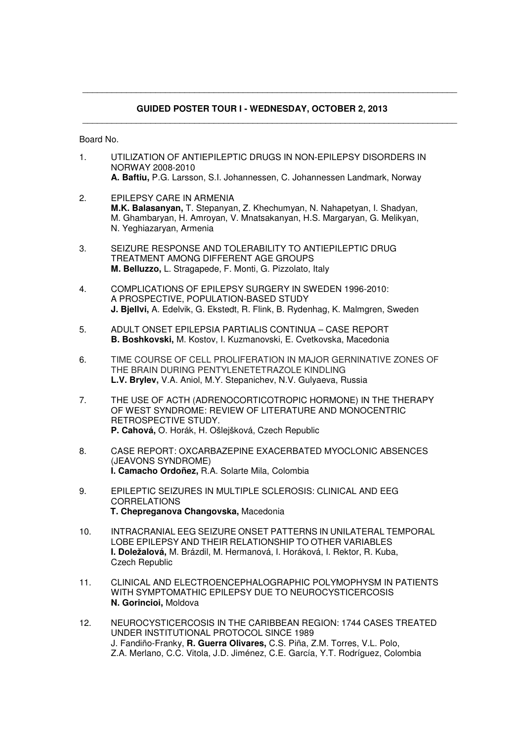## GUIDED POSTER TOUR I - WEDNESDAY, OCTOBER 2, 2013

Board No.

1. UTILIZATION OF ANTIEPILEPTIC DRUGS IN NON-EPILEPSY DISORDERS IN NORWAY 2008-2010
   **A. Baftiu,** P.G. Larsson, S.I. Johannessen, C. Johannessen Landmark, Norway

2. EPILEPSY CARE IN ARMENIA
   **M.K. Balasanyan,** T. Stepanyan, Z. Khechumyan, N. Nahapetyan, I. Shadyan, M. Ghambaryan, H. Amroyan, V. Mnatsakanyan, H.S. Margaryan, G. Melikyan, N. Yeghiazaryan, Armenia

3. SEIZURE RESPONSE AND TOLERABILITY TO ANTIEPILEPTIC DRUG TREATMENT AMONG DIFFERENT AGE GROUPS
   **M. Belluzzo,** L. Stragapede, F. Monti, G. Pizzolato, Italy

4. COMPLICATIONS OF EPILEPSY SURGERY IN SWEDEN 1996-2010: A PROSPECTIVE, POPULATION-BASED STUDY
   **J. Bjellvi,** A. Edelvik, G. Ekstedt, R. Flink, B. Rydenhag, K. Malmgren, Sweden

5. ADULT ONSET EPILEPSIA PARTIALIS CONTINUA – CASE REPORT
   **B. Boshkovski,** M. Kostov, I. Kuzmanovski, E. Cvetkovska, Macedonia

6. TIME COURSE OF CELL PROLIFERATION IN MAJOR GERNINATIVE ZONES OF THE BRAIN DURING PENTYLENETETRAZOLE KINDLING
   **L.V. Brylev,** V.A. Aniol, M.Y. Stepanichev, N.V. Gulyaeva, Russia

7. THE USE OF ACTH (ADRENOCORTICOTROPIC HORMONE) IN THE THERAPY OF WEST SYNDROME: REVIEW OF LITERATURE AND MONOCENTRIC RETROSPECTIVE STUDY.
   **P. Cahová,** O. Horák, H. Ošlejšková, Czech Republic

8. CASE REPORT: OXCARBAZEPINE EXACERBATED MYOCLONIC ABSENCES (JEAVONS SYNDROME)
   **I. Camacho Ordoñez,** R.A. Solarte Mila, Colombia

9. EPILEPTIC SEIZURES IN MULTIPLE SCLEROSIS: CLINICAL AND EEG CORRELATIONS
   **T. Chepreganova Changovska,** Macedonia

10. INTRACRANIAL EEG SEIZURE ONSET PATTERNS IN UNILATERAL TEMPORAL LOBE EPILEPSY AND THEIR RELATIONSHIP TO OTHER VARIABLES
    **I. Doležalová,** M. Brázdil, M. Hermanová, I. Horáková, I. Rektor, R. Kuba, Czech Republic

11. CLINICAL AND ELECTROENCEPHALOGRAPHIC POLYMOPHYSM IN PATIENTS WITH SYMPTOMATHIC EPILEPSY DUE TO NEUROCYSTICERCOSIS
    **N. Gorincioi,** Moldova

12. NEUROCYSTICERCOSIS IN THE CARIBBEAN REGION: 1744 CASES TREATED UNDER INSTITUTIONAL PROTOCOL SINCE 1989
    J. Fandiño-Franky, **R. Guerra Olivares,** C.S. Piña, Z.M. Torres, V.L. Polo, Z.A. Merlano, C.C. Vitola, J.D. Jiménez, C.E. García, Y.T. Rodríguez, Colombia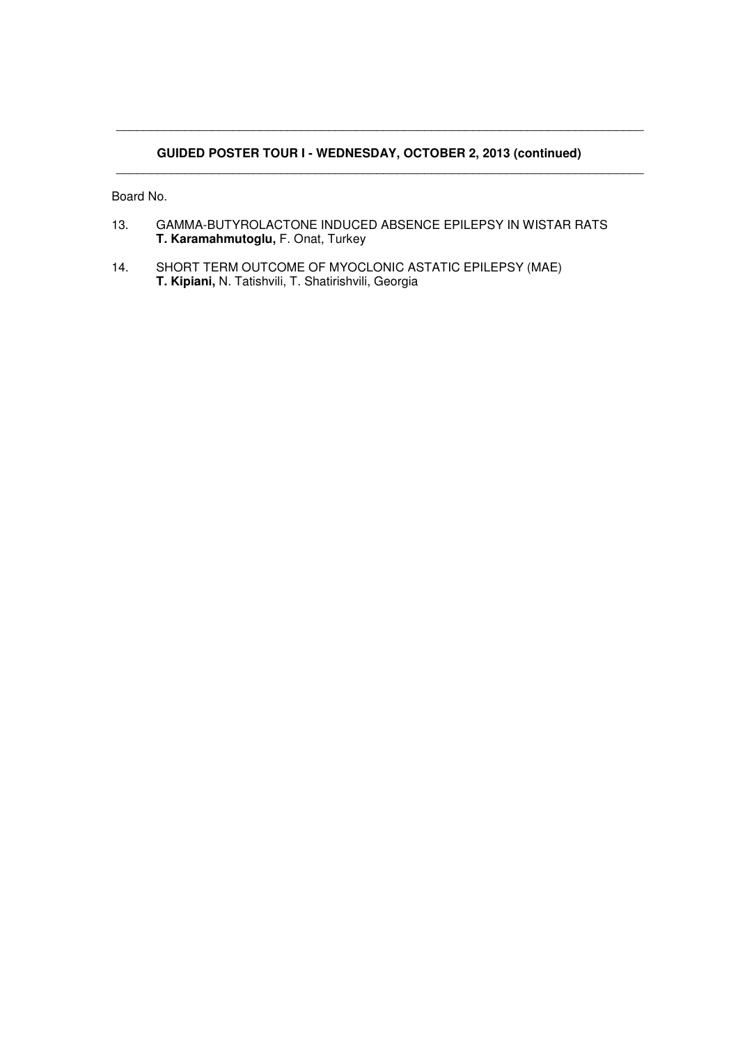## GUIDED POSTER TOUR I - WEDNESDAY, OCTOBER 2, 2013 (continued)

Board No.

13. GAMMA-BUTYROLACTONE INDUCED ABSENCE EPILEPSY IN WISTAR RATS
    **T. Karamahmutoglu,** F. Onat, Turkey

14. SHORT TERM OUTCOME OF MYOCLONIC ASTATIC EPILEPSY (MAE)
    **T. Kipiani,** N. Tatishvili, T. Shatirishvili, Georgia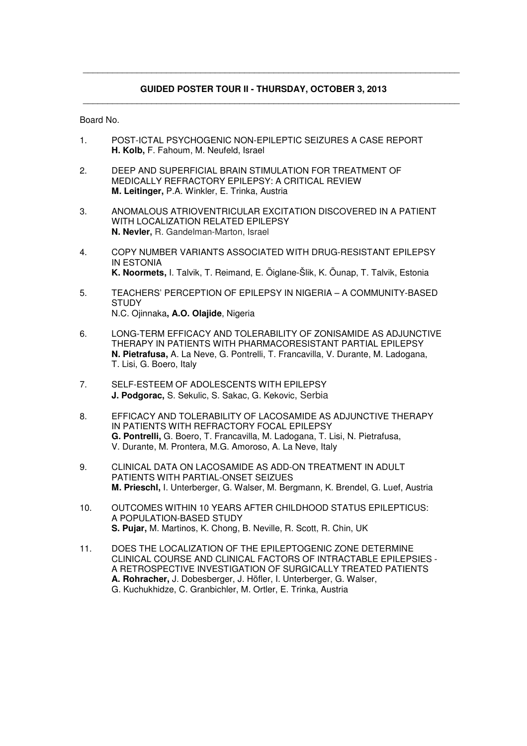## GUIDED POSTER TOUR II - THURSDAY, OCTOBER 3, 2013

Board No.

1. POST-ICTAL PSYCHOGENIC NON-EPILEPTIC SEIZURES A CASE REPORT
   **H. Kolb,** F. Fahoum, M. Neufeld, Israel

2. DEEP AND SUPERFICIAL BRAIN STIMULATION FOR TREATMENT OF MEDICALLY REFRACTORY EPILEPSY: A CRITICAL REVIEW
   **M. Leitinger,** P.A. Winkler, E. Trinka, Austria

3. ANOMALOUS ATRIOVENTRICULAR EXCITATION DISCOVERED IN A PATIENT WITH LOCALIZATION RELATED EPILEPSY
   **N. Nevler,** R. Gandelman-Marton, Israel

4. COPY NUMBER VARIANTS ASSOCIATED WITH DRUG-RESISTANT EPILEPSY IN ESTONIA
   **K. Noormets,** I. Talvik, T. Reimand, E. Õiglane-Šlik, K. Õunap, T. Talvik, Estonia

5. TEACHERS' PERCEPTION OF EPILEPSY IN NIGERIA – A COMMUNITY-BASED STUDY
   N.C. Ojinnaka**, A.O. Olajide**, Nigeria

6. LONG-TERM EFFICACY AND TOLERABILITY OF ZONISAMIDE AS ADJUNCTIVE THERAPY IN PATIENTS WITH PHARMACORESISTANT PARTIAL EPILEPSY
   **N. Pietrafusa,** A. La Neve, G. Pontrelli, T. Francavilla, V. Durante, M. Ladogana, T. Lisi, G. Boero, Italy

7. SELF-ESTEEM OF ADOLESCENTS WITH EPILEPSY
   **J. Podgorac,** S. Sekulic, S. Sakac, G. Kekovic, Serbia

8. EFFICACY AND TOLERABILITY OF LACOSAMIDE AS ADJUNCTIVE THERAPY IN PATIENTS WITH REFRACTORY FOCAL EPILEPSY
   **G. Pontrelli,** G. Boero, T. Francavilla, M. Ladogana, T. Lisi, N. Pietrafusa, V. Durante, M. Prontera, M.G. Amoroso, A. La Neve, Italy

9. CLINICAL DATA ON LACOSAMIDE AS ADD-ON TREATMENT IN ADULT PATIENTS WITH PARTIAL-ONSET SEIZUES
   **M. Prieschl,** I. Unterberger, G. Walser, M. Bergmann, K. Brendel, G. Luef, Austria

10. OUTCOMES WITHIN 10 YEARS AFTER CHILDHOOD STATUS EPILEPTICUS: A POPULATION-BASED STUDY
    **S. Pujar,** M. Martinos, K. Chong, B. Neville, R. Scott, R. Chin, UK

11. DOES THE LOCALIZATION OF THE EPILEPTOGENIC ZONE DETERMINE CLINICAL COURSE AND CLINICAL FACTORS OF INTRACTABLE EPILEPSIES - A RETROSPECTIVE INVESTIGATION OF SURGICALLY TREATED PATIENTS
    **A. Rohracher,** J. Dobesberger, J. Höfler, I. Unterberger, G. Walser, G. Kuchukhidze, C. Granbichler, M. Ortler, E. Trinka, Austria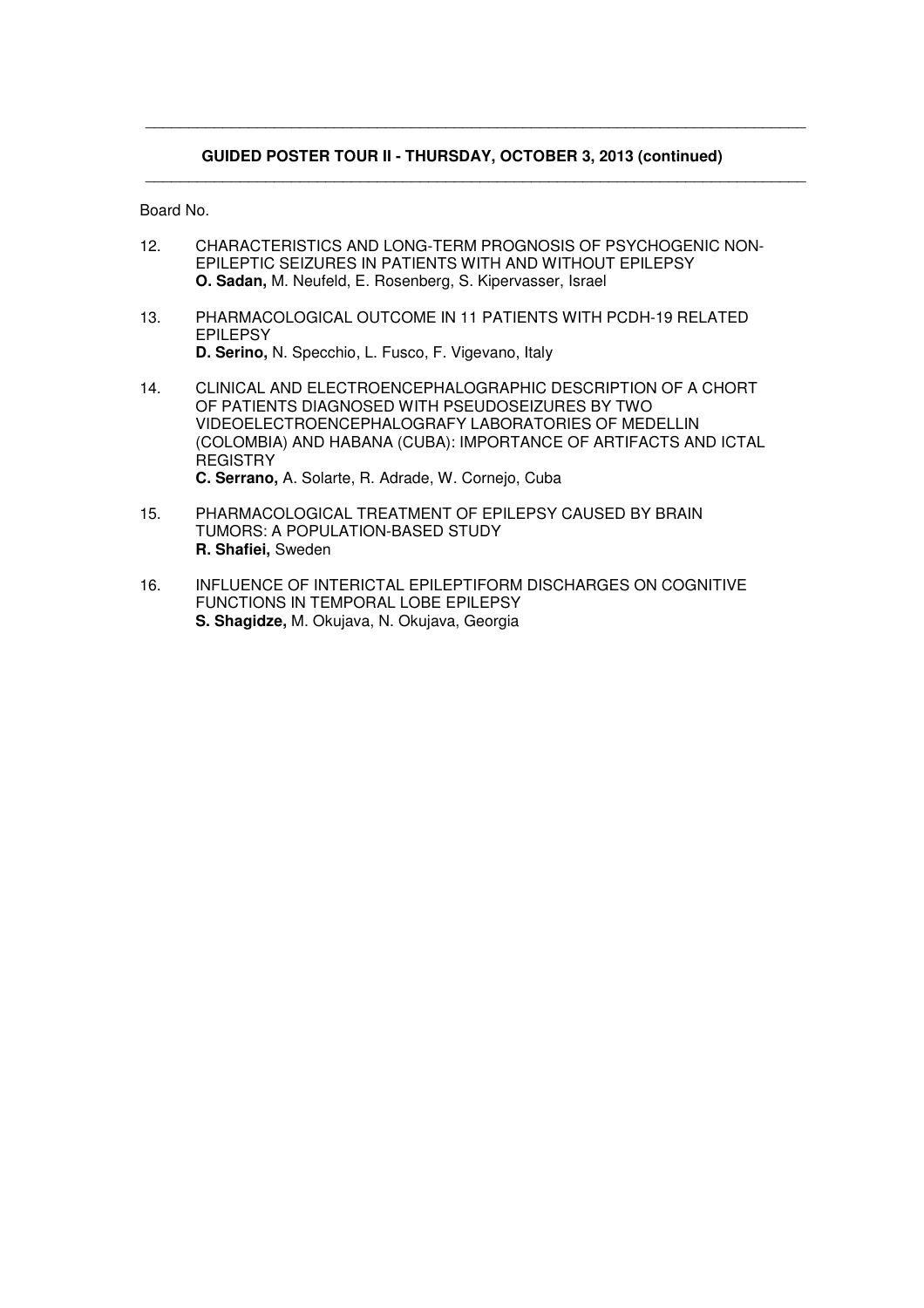**GUIDED POSTER TOUR II - THURSDAY, OCTOBER 3, 2013 (continued)**

Board No.

12. CHARACTERISTICS AND LONG-TERM PROGNOSIS OF PSYCHOGENIC NON-EPILEPTIC SEIZURES IN PATIENTS WITH AND WITHOUT EPILEPSY
    **O. Sadan,** M. Neufeld, E. Rosenberg, S. Kipervasser, Israel

13. PHARMACOLOGICAL OUTCOME IN 11 PATIENTS WITH PCDH-19 RELATED EPILEPSY
    **D. Serino,** N. Specchio, L. Fusco, F. Vigevano, Italy

14. CLINICAL AND ELECTROENCEPHALOGRAPHIC DESCRIPTION OF A CHORT OF PATIENTS DIAGNOSED WITH PSEUDOSEIZURES BY TWO VIDEOELECTROENCEPHALOGRAFY LABORATORIES OF MEDELLIN (COLOMBIA) AND HABANA (CUBA): IMPORTANCE OF ARTIFACTS AND ICTAL REGISTRY
    **C. Serrano,** A. Solarte, R. Adrade, W. Cornejo, Cuba

15. PHARMACOLOGICAL TREATMENT OF EPILEPSY CAUSED BY BRAIN TUMORS: A POPULATION-BASED STUDY
    **R. Shafiei,** Sweden

16. INFLUENCE OF INTERICTAL EPILEPTIFORM DISCHARGES ON COGNITIVE FUNCTIONS IN TEMPORAL LOBE EPILEPSY
    **S. Shagidze,** M. Okujava, N. Okujava, Georgia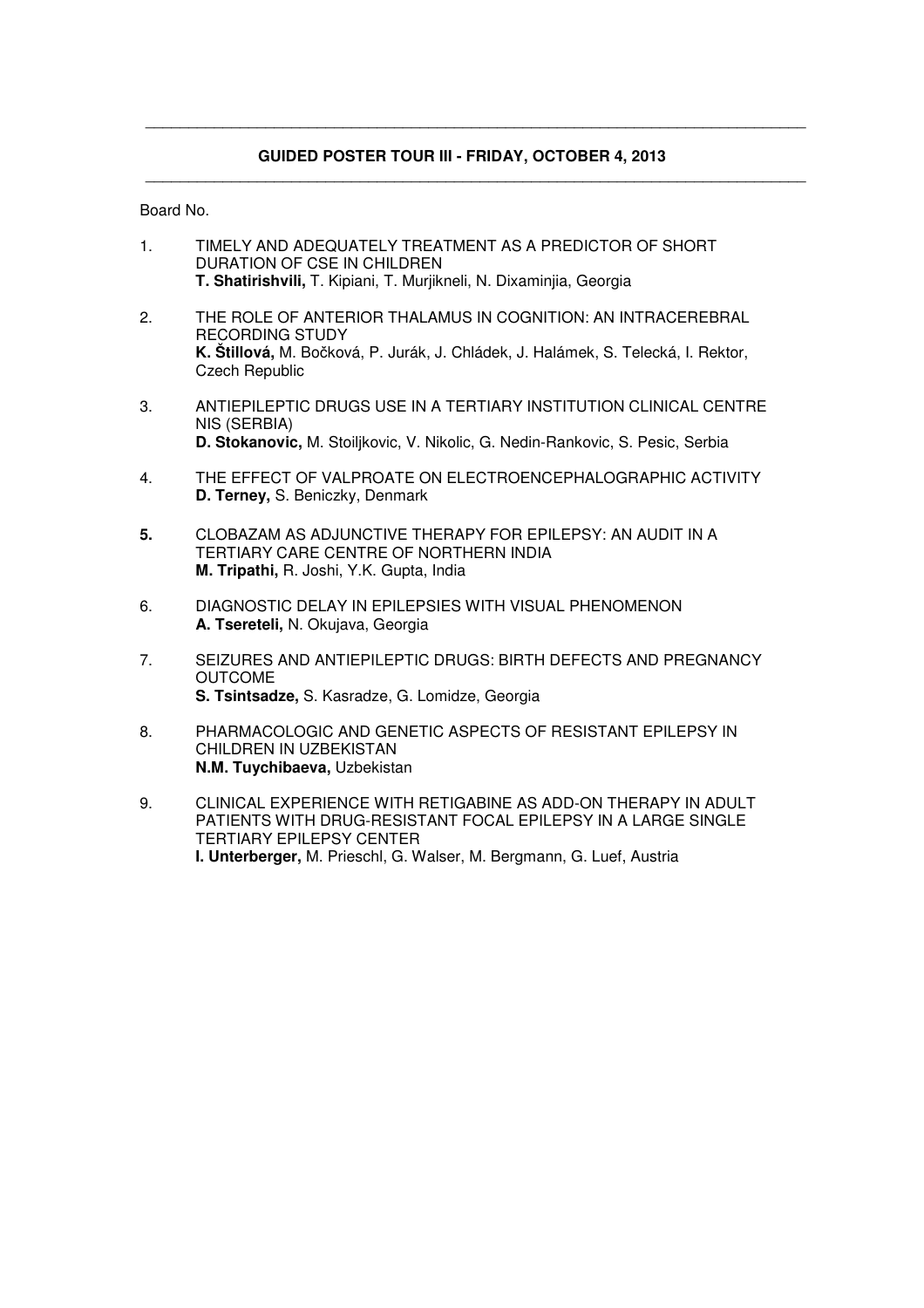## GUIDED POSTER TOUR III - FRIDAY, OCTOBER 4, 2013

Board No.

1. TIMELY AND ADEQUATELY TREATMENT AS A PREDICTOR OF SHORT DURATION OF CSE IN CHILDREN
   **T. Shatirishvili,** T. Kipiani, T. Murjikneli, N. Dixaminjia, Georgia

2. THE ROLE OF ANTERIOR THALAMUS IN COGNITION: AN INTRACEREBRAL RECORDING STUDY
   **K. Štillová,** M. Bočková, P. Jurák, J. Chládek, J. Halámek, S. Telecká, I. Rektor, Czech Republic

3. ANTIEPILEPTIC DRUGS USE IN A TERTIARY INSTITUTION CLINICAL CENTRE NIS (SERBIA)
   **D. Stokanovic,** M. Stoiljkovic, V. Nikolic, G. Nedin-Rankovic, S. Pesic, Serbia

4. THE EFFECT OF VALPROATE ON ELECTROENCEPHALOGRAPHIC ACTIVITY
   **D. Terney,** S. Beniczky, Denmark

5. CLOBAZAM AS ADJUNCTIVE THERAPY FOR EPILEPSY: AN AUDIT IN A TERTIARY CARE CENTRE OF NORTHERN INDIA
   **M. Tripathi,** R. Joshi, Y.K. Gupta, India

6. DIAGNOSTIC DELAY IN EPILEPSIES WITH VISUAL PHENOMENON
   **A. Tsereteli,** N. Okujava, Georgia

7. SEIZURES AND ANTIEPILEPTIC DRUGS: BIRTH DEFECTS AND PREGNANCY OUTCOME
   **S. Tsintsadze,** S. Kasradze, G. Lomidze, Georgia

8. PHARMACOLOGIC AND GENETIC ASPECTS OF RESISTANT EPILEPSY IN CHILDREN IN UZBEKISTAN
   **N.M. Tuychibaeva,** Uzbekistan

9. CLINICAL EXPERIENCE WITH RETIGABINE AS ADD-ON THERAPY IN ADULT PATIENTS WITH DRUG-RESISTANT FOCAL EPILEPSY IN A LARGE SINGLE TERTIARY EPILEPSY CENTER
   **I. Unterberger,** M. Prieschl, G. Walser, M. Bergmann, G. Luef, Austria